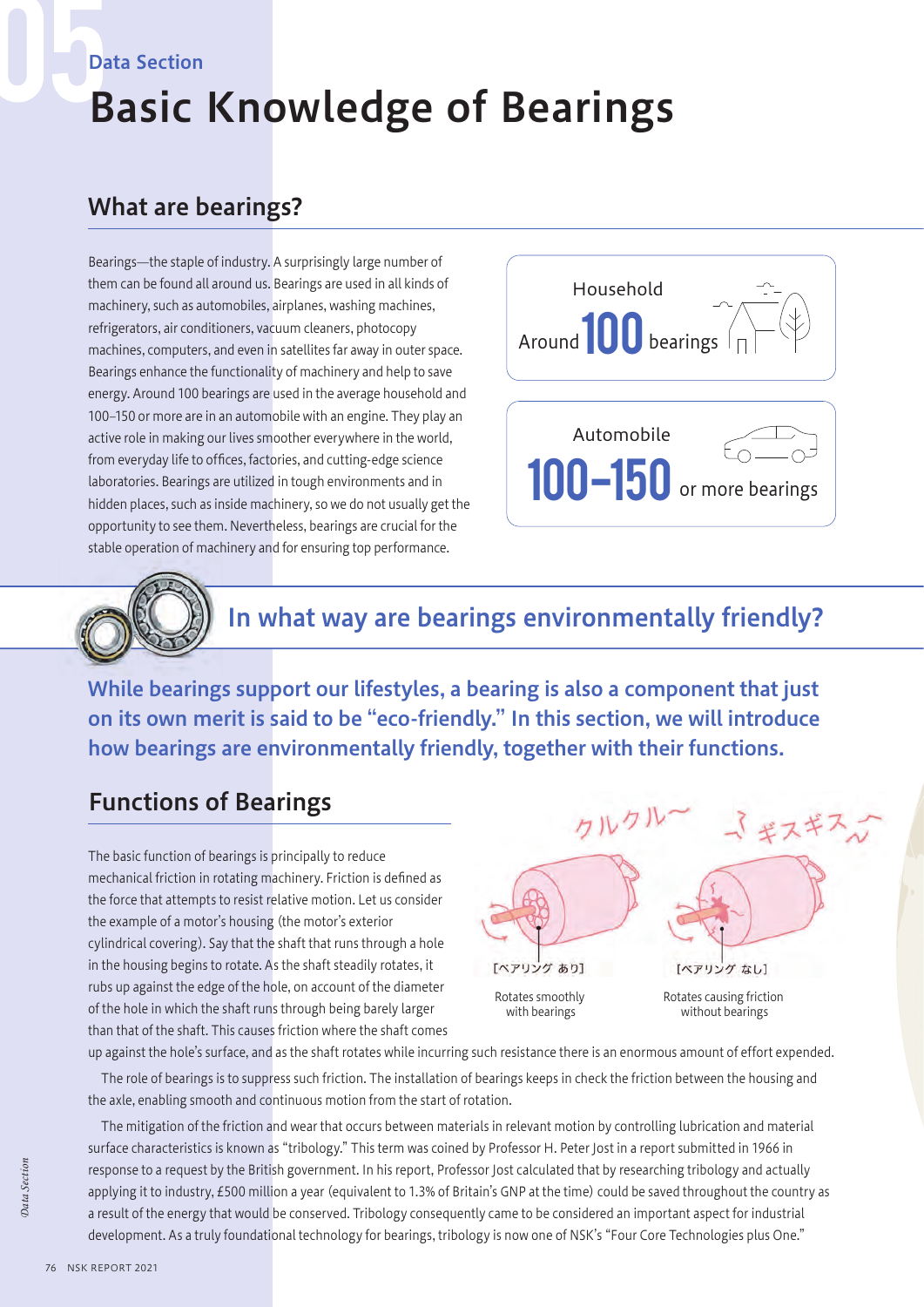Data Section

# Basic Knowledge of Bearings

## What are bearings?

Bearings—the staple of industry. A surprisingly large number of them can be found all around us. Bearings are used in all kinds of machinery, such as automobiles, airplanes, washing machines, refrigerators, air conditioners, vacuum cleaners, photocopy machines, computers, and even in satellites far away in outer space. Bearings enhance the functionality of machinery and help to save energy. Around 100 bearings are used in the average household and 100–150 or more are in an automobile with an engine. They play an active role in making our lives smoother everywhere in the world, from everyday life to offices, factories, and cutting-edge science laboratories. Bearings are utilized in tough environments and in hidden places, such as inside machinery, so we do not usually get the opportunity to see them. Nevertheless, bearings are crucial for the stable operation of machinery and for ensuring top performance.

Household
Around **100** bearings

Automobile
**100–150** or more bearings

## In what way are bearings environmentally friendly?

**While bearings support our lifestyles, a bearing is also a component that just on its own merit is said to be "eco-friendly." In this section, we will introduce how bearings are environmentally friendly, together with their functions.**

### Functions of Bearings

The basic function of bearings is principally to reduce mechanical friction in rotating machinery. Friction is defined as the force that attempts to resist relative motion. Let us consider the example of a motor's housing (the motor's exterior cylindrical covering). Say that the shaft that runs through a hole in the housing begins to rotate. As the shaft steadily rotates, it rubs up against the edge of the hole, on account of the diameter of the hole in which the shaft runs through being barely larger than that of the shaft. This causes friction where the shaft comes up against the hole's surface, and as the shaft rotates while incurring such resistance there is an enormous amount of effort expended.

クルクル〜　　ギスギス

[ベアリング あり]
Rotates smoothly with bearings

[ベアリング なし]
Rotates causing friction without bearings

The role of bearings is to suppress such friction. The installation of bearings keeps in check the friction between the housing and the axle, enabling smooth and continuous motion from the start of rotation.

The mitigation of the friction and wear that occurs between materials in relevant motion by controlling lubrication and material surface characteristics is known as "tribology." This term was coined by Professor H. Peter Jost in a report submitted in 1966 in response to a request by the British government. In his report, Professor Jost calculated that by researching tribology and actually applying it to industry, £500 million a year (equivalent to 1.3% of Britain's GNP at the time) could be saved throughout the country as a result of the energy that would be conserved. Tribology consequently came to be considered an important aspect for industrial development. As a truly foundational technology for bearings, tribology is now one of NSK's "Four Core Technologies plus One."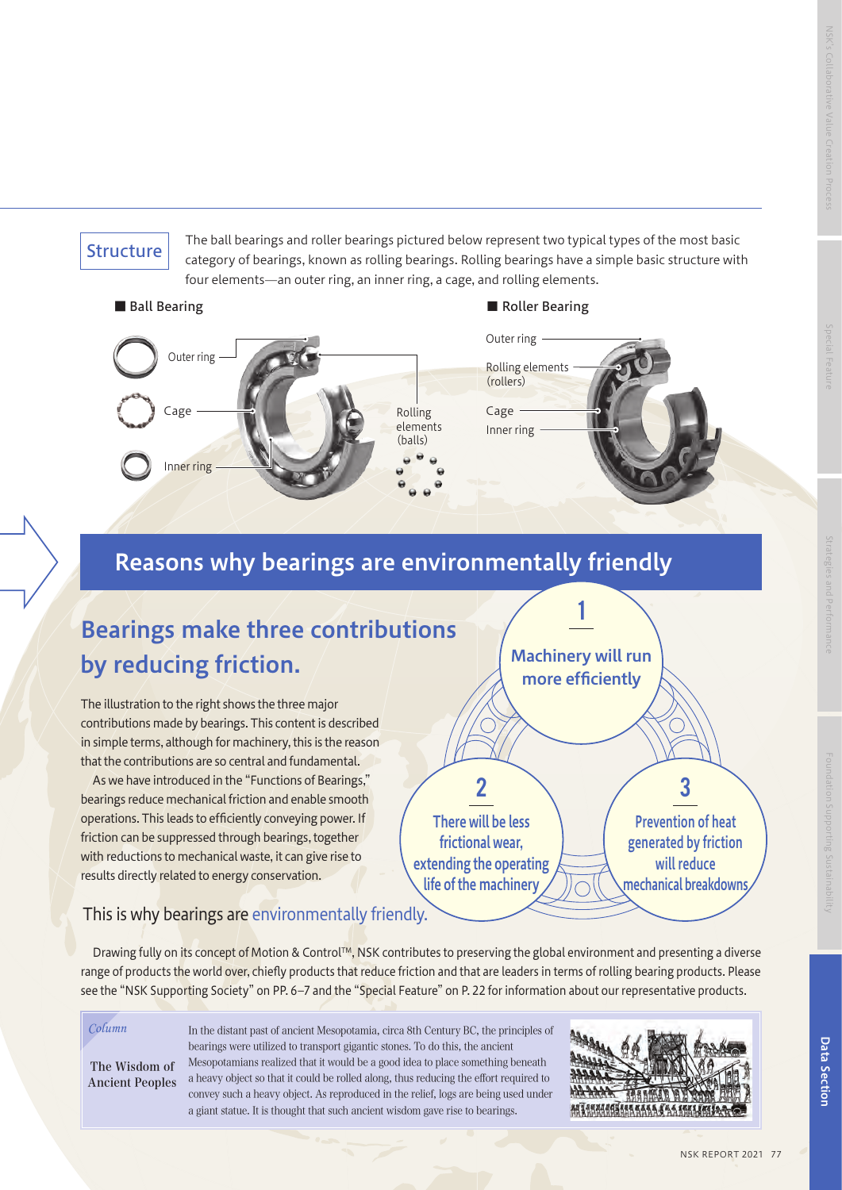## Structure

The ball bearings and roller bearings pictured below represent two typical types of the most basic category of bearings, known as rolling bearings. Rolling bearings have a simple basic structure with four elements—an outer ring, an inner ring, a cage, and rolling elements.

■ Ball Bearing

Outer ring
Cage
Inner ring
Rolling elements (balls)

■ Roller Bearing

Outer ring
Rolling elements (rollers)
Cage
Inner ring

## Reasons why bearings are environmentally friendly

### Bearings make three contributions by reducing friction.

The illustration to the right shows the three major contributions made by bearings. This content is described in simple terms, although for machinery, this is the reason that the contributions are so central and fundamental.

As we have introduced in the "Functions of Bearings," bearings reduce mechanical friction and enable smooth operations. This leads to efficiently conveying power. If friction can be suppressed through bearings, together with reductions to mechanical waste, it can give rise to results directly related to energy conservation.

1
Machinery will run more efficiently

2
There will be less frictional wear, extending the operating life of the machinery

3
Prevention of heat generated by friction will reduce mechanical breakdowns

This is why bearings are environmentally friendly.

Drawing fully on its concept of Motion & Control™, NSK contributes to preserving the global environment and presenting a diverse range of products the world over, chiefly products that reduce friction and that are leaders in terms of rolling bearing products. Please see the "NSK Supporting Society" on PP. 6–7 and the "Special Feature" on P. 22 for information about our representative products.

*Column*

**The Wisdom of Ancient Peoples**

In the distant past of ancient Mesopotamia, circa 8th Century BC, the principles of bearings were utilized to transport gigantic stones. To do this, the ancient Mesopotamians realized that it would be a good idea to place something beneath a heavy object so that it could be rolled along, thus reducing the effort required to convey such a heavy object. As reproduced in the relief, logs are being used under a giant statue. It is thought that such ancient wisdom gave rise to bearings.